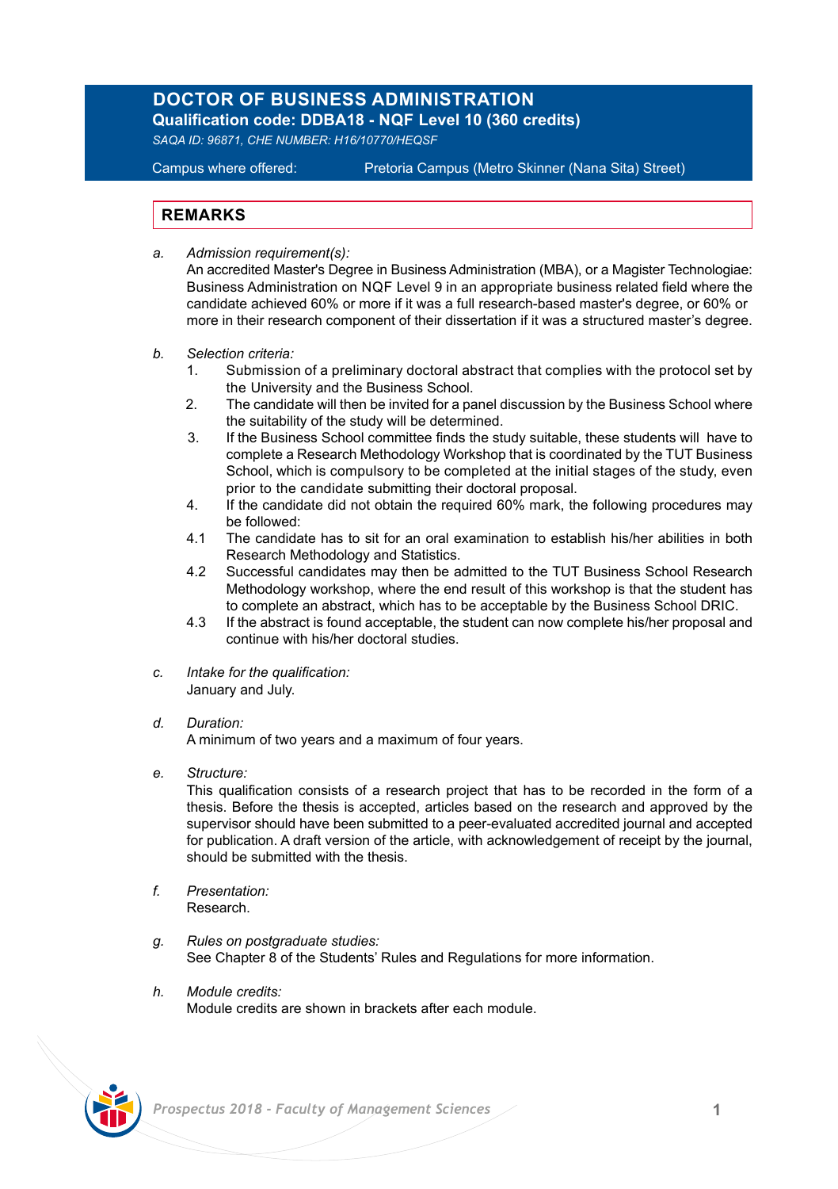# DOCTOR OF BUSINESS ADMINISTRATION

**Qualification code: DDBA18 - NQF Level 10 (360 credits)**

*SAQA ID: 96871, CHE NUMBER: H16/10770/HEQSF*

Campus where offered: Pretoria Campus (Metro Skinner (Nana Sita) Street)

## REMARKS

a. *Admission requirement(s):*
An accredited Master's Degree in Business Administration (MBA), or a Magister Technologiae: Business Administration on NQF Level 9 in an appropriate business related field where the candidate achieved 60% or more if it was a full research-based master's degree, or 60% or more in their research component of their dissertation if it was a structured master's degree.

b. *Selection criteria:*
   1. Submission of a preliminary doctoral abstract that complies with the protocol set by the University and the Business School.
   2. The candidate will then be invited for a panel discussion by the Business School where the suitability of the study will be determined.
   3. If the Business School committee finds the study suitable, these students will have to complete a Research Methodology Workshop that is coordinated by the TUT Business School, which is compulsory to be completed at the initial stages of the study, even prior to the candidate submitting their doctoral proposal.
   4. If the candidate did not obtain the required 60% mark, the following procedures may be followed:
   
   4.1 The candidate has to sit for an oral examination to establish his/her abilities in both Research Methodology and Statistics.
   
   4.2 Successful candidates may then be admitted to the TUT Business School Research Methodology workshop, where the end result of this workshop is that the student has to complete an abstract, which has to be acceptable by the Business School DRIC.
   
   4.3 If the abstract is found acceptable, the student can now complete his/her proposal and continue with his/her doctoral studies.

c. *Intake for the qualification:*
January and July.

d. *Duration:*
A minimum of two years and a maximum of four years.

e. *Structure:*
This qualification consists of a research project that has to be recorded in the form of a thesis. Before the thesis is accepted, articles based on the research and approved by the supervisor should have been submitted to a peer-evaluated accredited journal and accepted for publication. A draft version of the article, with acknowledgement of receipt by the journal, should be submitted with the thesis.

f. *Presentation:*
Research.

g. *Rules on postgraduate studies:*
See Chapter 8 of the Students' Rules and Regulations for more information.

h. *Module credits:*
Module credits are shown in brackets after each module.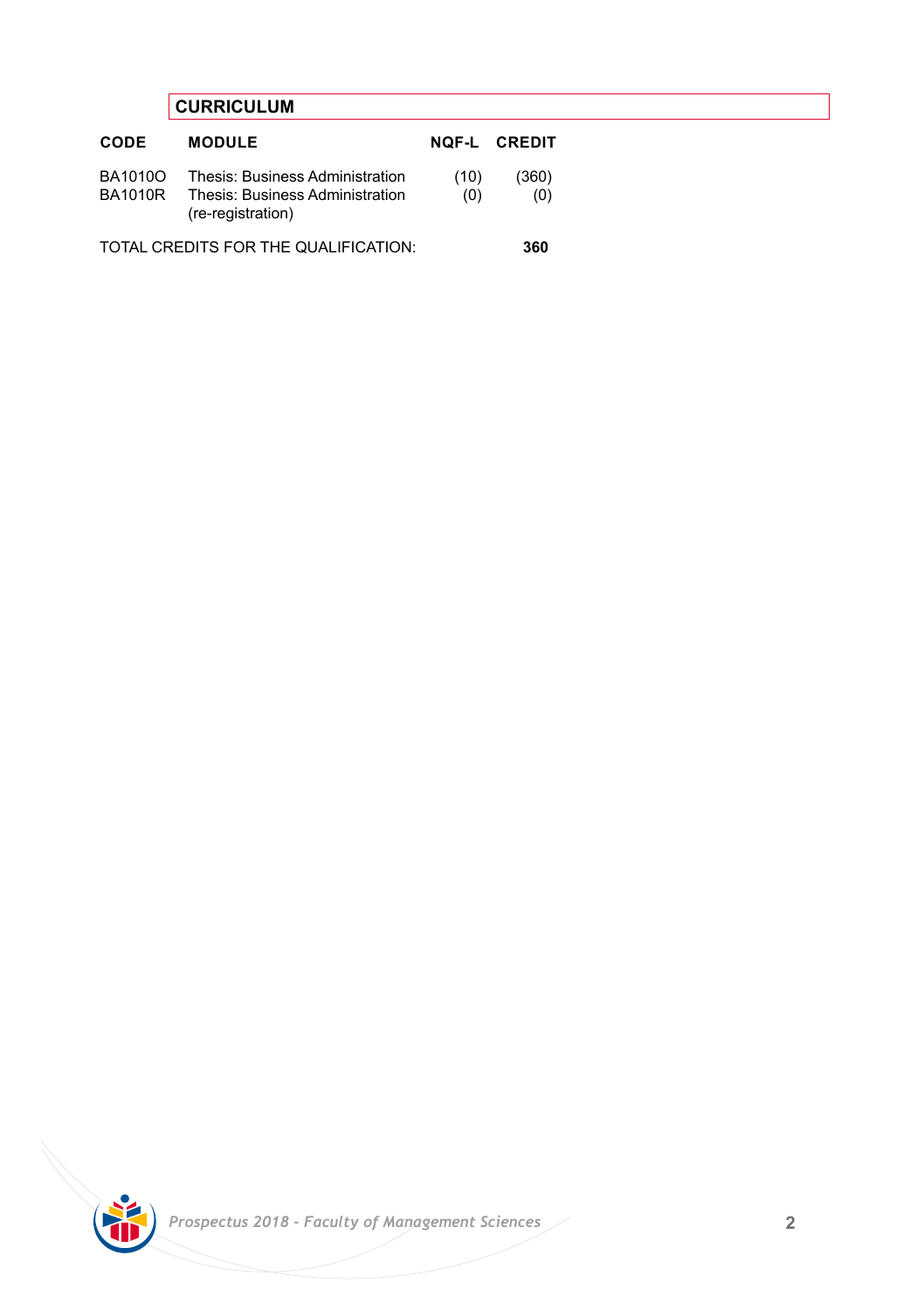## CURRICULUM

| CODE | MODULE | NQF-L | CREDIT |
| --- | --- | --- | --- |
| BA1010O | Thesis: Business Administration | (10) | (360) |
| BA1010R | Thesis: Business Administration (re-registration) | (0) | (0) |

TOTAL CREDITS FOR THE QUALIFICATION: **360**